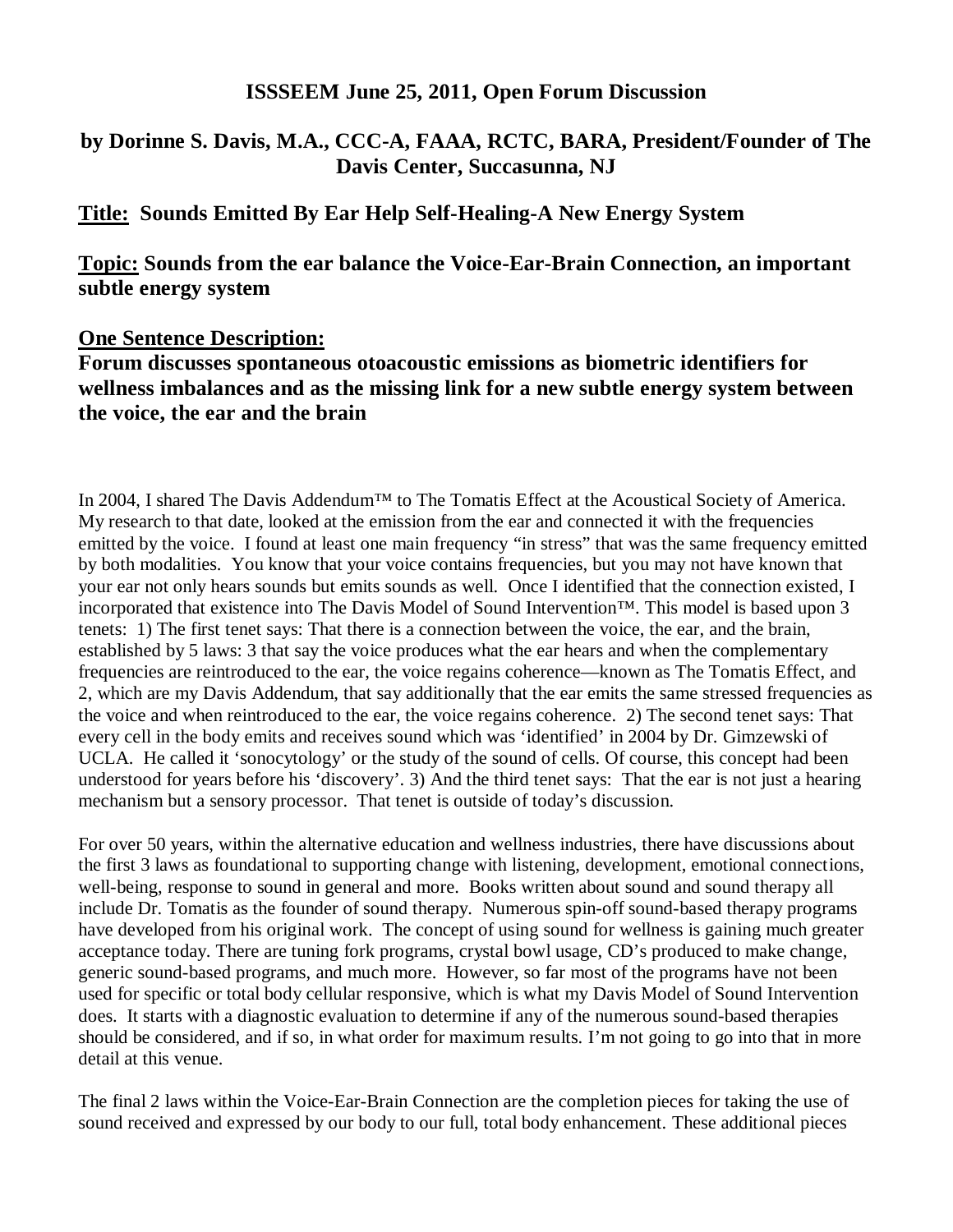**ISSSEEM June 25, 2011, Open Forum Discussion**

**by Dorinne S. Davis, M.A., CCC-A, FAAA, RCTC, BARA, President/Founder of The Davis Center, Succasunna, NJ**

**Title: Sounds Emitted By Ear Help Self-Healing-A New Energy System**

**Topic: Sounds from the ear balance the Voice-Ear-Brain Connection, an important subtle energy system**

**One Sentence Description:**

**Forum discusses spontaneous otoacoustic emissions as biometric identifiers for wellness imbalances and as the missing link for a new subtle energy system between the voice, the ear and the brain**

In 2004, I shared The Davis Addendum™ to The Tomatis Effect at the Acoustical Society of America. My research to that date, looked at the emission from the ear and connected it with the frequencies emitted by the voice. I found at least one main frequency "in stress" that was the same frequency emitted by both modalities. You know that your voice contains frequencies, but you may not have known that your ear not only hears sounds but emits sounds as well. Once I identified that the connection existed, I incorporated that existence into The Davis Model of Sound Intervention™. This model is based upon 3 tenets: 1) The first tenet says: That there is a connection between the voice, the ear, and the brain, established by 5 laws: 3 that say the voice produces what the ear hears and when the complementary frequencies are reintroduced to the ear, the voice regains coherence—known as The Tomatis Effect, and 2, which are my Davis Addendum, that say additionally that the ear emits the same stressed frequencies as the voice and when reintroduced to the ear, the voice regains coherence. 2) The second tenet says: That every cell in the body emits and receives sound which was 'identified' in 2004 by Dr. Gimzewski of UCLA. He called it 'sonocytology' or the study of the sound of cells. Of course, this concept had been understood for years before his 'discovery'. 3) And the third tenet says: That the ear is not just a hearing mechanism but a sensory processor. That tenet is outside of today's discussion.

For over 50 years, within the alternative education and wellness industries, there have discussions about the first 3 laws as foundational to supporting change with listening, development, emotional connections, well-being, response to sound in general and more. Books written about sound and sound therapy all include Dr. Tomatis as the founder of sound therapy. Numerous spin-off sound-based therapy programs have developed from his original work. The concept of using sound for wellness is gaining much greater acceptance today. There are tuning fork programs, crystal bowl usage, CD's produced to make change, generic sound-based programs, and much more. However, so far most of the programs have not been used for specific or total body cellular responsive, which is what my Davis Model of Sound Intervention does. It starts with a diagnostic evaluation to determine if any of the numerous sound-based therapies should be considered, and if so, in what order for maximum results. I'm not going to go into that in more detail at this venue.

The final 2 laws within the Voice-Ear-Brain Connection are the completion pieces for taking the use of sound received and expressed by our body to our full, total body enhancement. These additional pieces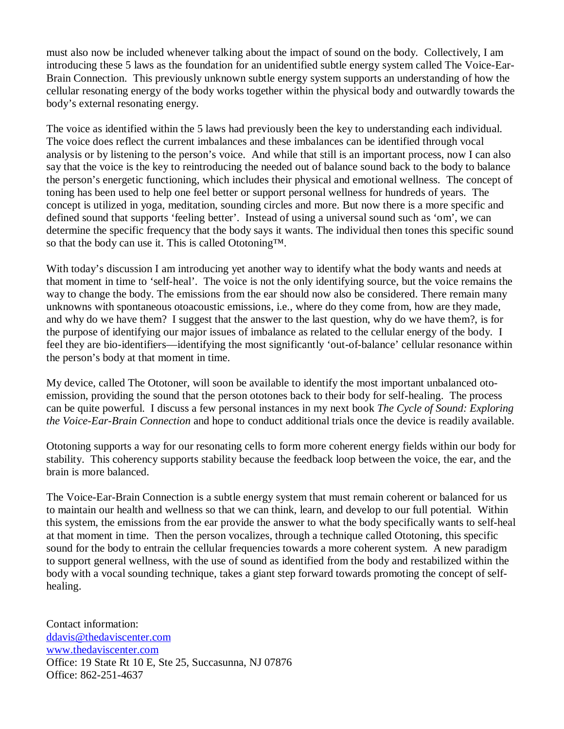must also now be included whenever talking about the impact of sound on the body. Collectively, I am introducing these 5 laws as the foundation for an unidentified subtle energy system called The Voice-Ear-Brain Connection. This previously unknown subtle energy system supports an understanding of how the cellular resonating energy of the body works together within the physical body and outwardly towards the body's external resonating energy.

The voice as identified within the 5 laws had previously been the key to understanding each individual. The voice does reflect the current imbalances and these imbalances can be identified through vocal analysis or by listening to the person's voice. And while that still is an important process, now I can also say that the voice is the key to reintroducing the needed out of balance sound back to the body to balance the person's energetic functioning, which includes their physical and emotional wellness. The concept of toning has been used to help one feel better or support personal wellness for hundreds of years. The concept is utilized in yoga, meditation, sounding circles and more. But now there is a more specific and defined sound that supports 'feeling better'. Instead of using a universal sound such as 'om', we can determine the specific frequency that the body says it wants. The individual then tones this specific sound so that the body can use it. This is called Ototoning™.

With today's discussion I am introducing yet another way to identify what the body wants and needs at that moment in time to 'self-heal'. The voice is not the only identifying source, but the voice remains the way to change the body. The emissions from the ear should now also be considered. There remain many unknowns with spontaneous otoacoustic emissions, i.e., where do they come from, how are they made, and why do we have them? I suggest that the answer to the last question, why do we have them?, is for the purpose of identifying our major issues of imbalance as related to the cellular energy of the body. I feel they are bio-identifiers—identifying the most significantly 'out-of-balance' cellular resonance within the person's body at that moment in time.

My device, called The Ototoner, will soon be available to identify the most important unbalanced oto-emission, providing the sound that the person ototones back to their body for self-healing. The process can be quite powerful. I discuss a few personal instances in my next book *The Cycle of Sound: Exploring the Voice-Ear-Brain Connection* and hope to conduct additional trials once the device is readily available.

Ototoning supports a way for our resonating cells to form more coherent energy fields within our body for stability. This coherency supports stability because the feedback loop between the voice, the ear, and the brain is more balanced.

The Voice-Ear-Brain Connection is a subtle energy system that must remain coherent or balanced for us to maintain our health and wellness so that we can think, learn, and develop to our full potential. Within this system, the emissions from the ear provide the answer to what the body specifically wants to self-heal at that moment in time. Then the person vocalizes, through a technique called Ototoning, this specific sound for the body to entrain the cellular frequencies towards a more coherent system. A new paradigm to support general wellness, with the use of sound as identified from the body and restabilized within the body with a vocal sounding technique, takes a giant step forward towards promoting the concept of self-healing.

Contact information:
ddavis@thedaviscenter.com
www.thedaviscenter.com
Office: 19 State Rt 10 E, Ste 25, Succasunna, NJ 07876
Office: 862-251-4637